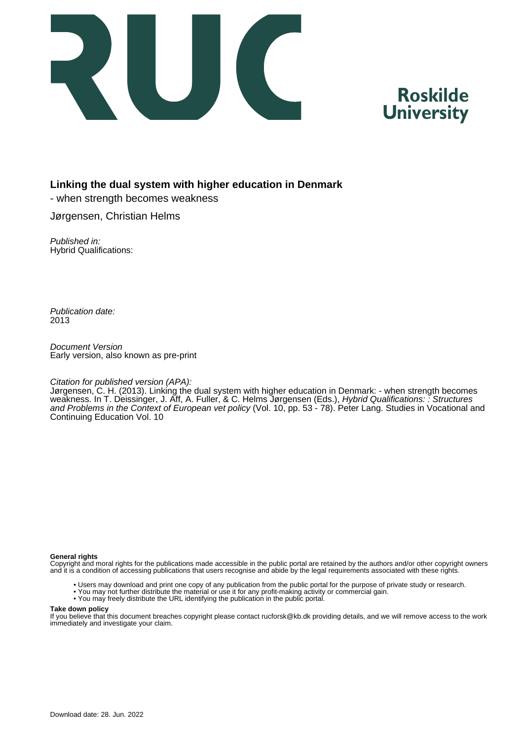**Roskilde University**

# Linking the dual system with higher education in Denmark

- when strength becomes weakness

Jørgensen, Christian Helms

*Published in:*
Hybrid Qualifications:

*Publication date:*
2013

*Document Version*
Early version, also known as pre-print

*Citation for published version (APA):*
Jørgensen, C. H. (2013). Linking the dual system with higher education in Denmark: - when strength becomes weakness. In T. Deissinger, J. Aff, A. Fuller, & C. Helms Jørgensen (Eds.), *Hybrid Qualifications: : Structures and Problems in the Context of European vet policy* (Vol. 10, pp. 53 - 78). Peter Lang. Studies in Vocational and Continuing Education Vol. 10

**General rights**
Copyright and moral rights for the publications made accessible in the public portal are retained by the authors and/or other copyright owners and it is a condition of accessing publications that users recognise and abide by the legal requirements associated with these rights.

- Users may download and print one copy of any publication from the public portal for the purpose of private study or research.
- You may not further distribute the material or use it for any profit-making activity or commercial gain.
- You may freely distribute the URL identifying the publication in the public portal.

**Take down policy**
If you believe that this document breaches copyright please contact rucforsk@kb.dk providing details, and we will remove access to the work immediately and investigate your claim.

Download date: 28. Jun. 2022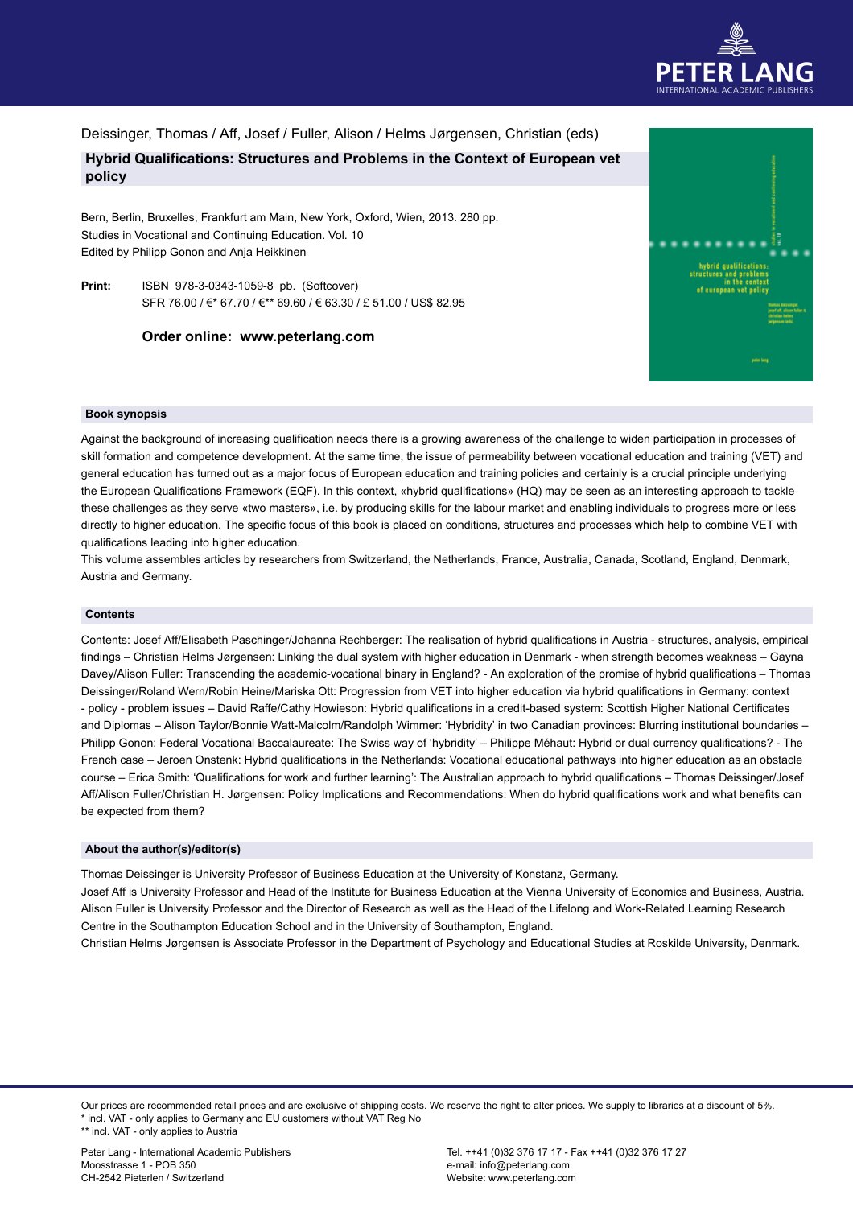PETER LANG
INTERNATIONAL ACADEMIC PUBLISHERS

Deissinger, Thomas / Aff, Josef / Fuller, Alison / Helms Jørgensen, Christian (eds)

## Hybrid Qualifications: Structures and Problems in the Context of European vet policy

Bern, Berlin, Bruxelles, Frankfurt am Main, New York, Oxford, Wien, 2013. 280 pp.
Studies in Vocational and Continuing Education. Vol. 10
Edited by Philipp Gonon and Anja Heikkinen

**Print:** ISBN 978-3-0343-1059-8 pb. (Softcover)
SFR 76.00 / €* 67.70 / €** 69.60 / € 63.30 / £ 51.00 / US$ 82.95

**Order online: www.peterlang.com**

### Book synopsis

Against the background of increasing qualification needs there is a growing awareness of the challenge to widen participation in processes of skill formation and competence development. At the same time, the issue of permeability between vocational education and training (VET) and general education has turned out as a major focus of European education and training policies and certainly is a crucial principle underlying the European Qualifications Framework (EQF). In this context, «hybrid qualifications» (HQ) may be seen as an interesting approach to tackle these challenges as they serve «two masters», i.e. by producing skills for the labour market and enabling individuals to progress more or less directly to higher education. The specific focus of this book is placed on conditions, structures and processes which help to combine VET with qualifications leading into higher education.
This volume assembles articles by researchers from Switzerland, the Netherlands, France, Australia, Canada, Scotland, England, Denmark, Austria and Germany.

### Contents

Contents: Josef Aff/Elisabeth Paschinger/Johanna Rechberger: The realisation of hybrid qualifications in Austria - structures, analysis, empirical findings – Christian Helms Jørgensen: Linking the dual system with higher education in Denmark - when strength becomes weakness – Gayna Davey/Alison Fuller: Transcending the academic-vocational binary in England? - An exploration of the promise of hybrid qualifications – Thomas Deissinger/Roland Wern/Robin Heine/Mariska Ott: Progression from VET into higher education via hybrid qualifications in Germany: context - policy - problem issues – David Raffe/Cathy Howieson: Hybrid qualifications in a credit-based system: Scottish Higher National Certificates and Diplomas – Alison Taylor/Bonnie Watt-Malcolm/Randolph Wimmer: 'Hybridity' in two Canadian provinces: Blurring institutional boundaries – Philipp Gonon: Federal Vocational Baccalaureate: The Swiss way of 'hybridity' – Philippe Méhaut: Hybrid or dual currency qualifications? - The French case – Jeroen Onstenk: Hybrid qualifications in the Netherlands: Vocational educational pathways into higher education as an obstacle course – Erica Smith: 'Qualifications for work and further learning': The Australian approach to hybrid qualifications – Thomas Deissinger/Josef Aff/Alison Fuller/Christian H. Jørgensen: Policy Implications and Recommendations: When do hybrid qualifications work and what benefits can be expected from them?

### About the author(s)/editor(s)

Thomas Deissinger is University Professor of Business Education at the University of Konstanz, Germany.
Josef Aff is University Professor and Head of the Institute for Business Education at the Vienna University of Economics and Business, Austria.
Alison Fuller is University Professor and the Director of Research as well as the Head of the Lifelong and Work-Related Learning Research Centre in the Southampton Education School and in the University of Southampton, England.
Christian Helms Jørgensen is Associate Professor in the Department of Psychology and Educational Studies at Roskilde University, Denmark.

Our prices are recommended retail prices and are exclusive of shipping costs. We reserve the right to alter prices. We supply to libraries at a discount of 5%.
\* incl. VAT - only applies to Germany and EU customers without VAT Reg No
\*\* incl. VAT - only applies to Austria

Peter Lang - International Academic Publishers
Moosstrasse 1 - POB 350
CH-2542 Pieterlen / Switzerland

Tel. ++41 (0)32 376 17 17 - Fax ++41 (0)32 376 17 27
e-mail: info@peterlang.com
Website: www.peterlang.com